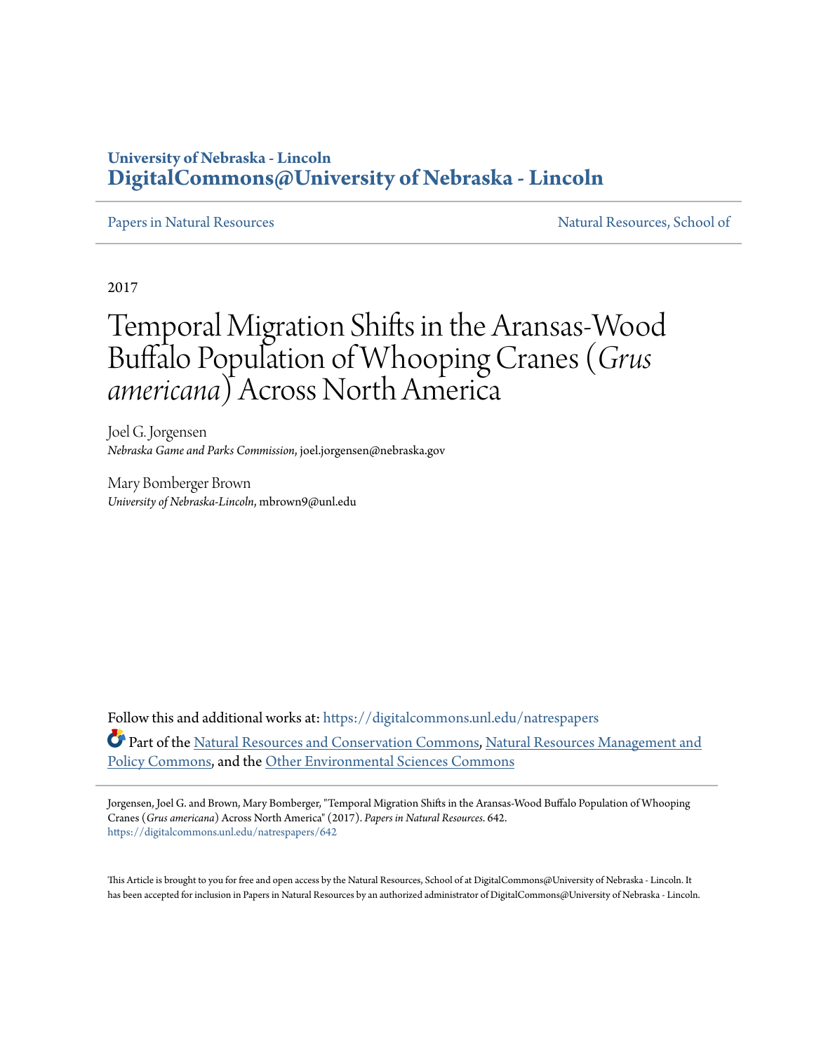University of Nebraska - Lincoln
**DigitalCommons@University of Nebraska - Lincoln**

Papers in Natural Resources | Natural Resources, School of

2017

# Temporal Migration Shifts in the Aransas-Wood Buffalo Population of Whooping Cranes (*Grus americana*) Across North America

Joel G. Jorgensen
*Nebraska Game and Parks Commission*, joel.jorgensen@nebraska.gov

Mary Bomberger Brown
*University of Nebraska-Lincoln*, mbrown9@unl.edu

Follow this and additional works at: https://digitalcommons.unl.edu/natrespapers

Part of the Natural Resources and Conservation Commons, Natural Resources Management and Policy Commons, and the Other Environmental Sciences Commons

Jorgensen, Joel G. and Brown, Mary Bomberger, "Temporal Migration Shifts in the Aransas-Wood Buffalo Population of Whooping Cranes (*Grus americana*) Across North America" (2017). *Papers in Natural Resources*. 642.
https://digitalcommons.unl.edu/natrespapers/642

This Article is brought to you for free and open access by the Natural Resources, School of at DigitalCommons@University of Nebraska - Lincoln. It has been accepted for inclusion in Papers in Natural Resources by an authorized administrator of DigitalCommons@University of Nebraska - Lincoln.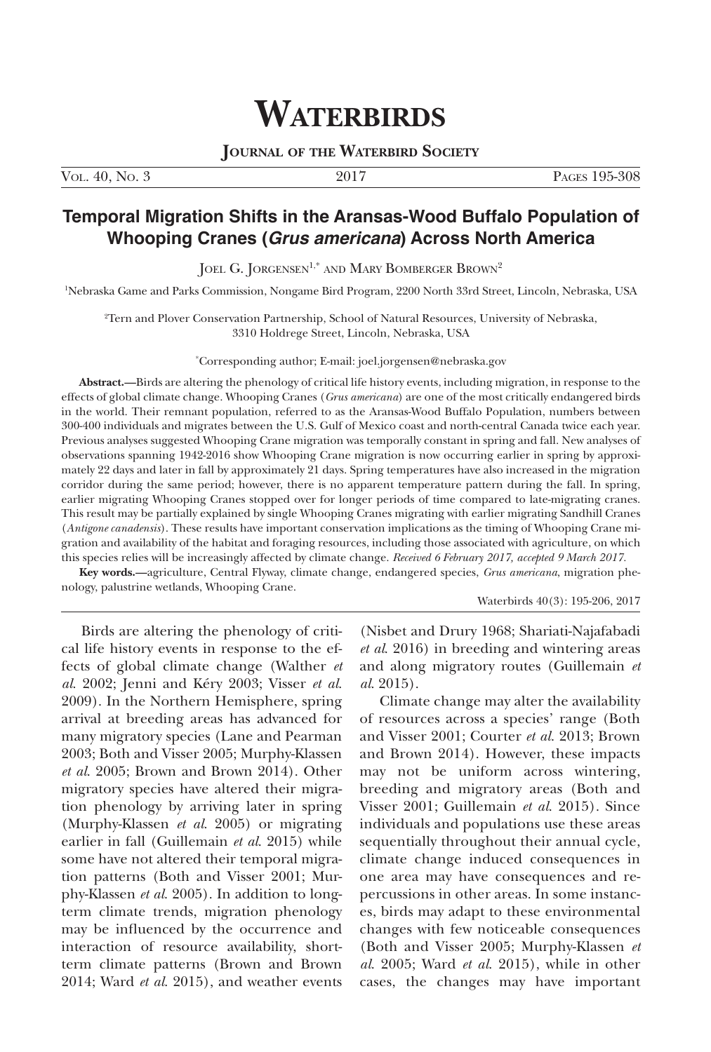# Waterbirds

**Journal of the Waterbird Society**

Vol. 40, No. 3 — 2017 — Pages 195-308

## Temporal Migration Shifts in the Aransas-Wood Buffalo Population of Whooping Cranes (*Grus americana*) Across North America

Joel G. Jorgensen[1,*] and Mary Bomberger Brown[2]

[1]Nebraska Game and Parks Commission, Nongame Bird Program, 2200 North 33rd Street, Lincoln, Nebraska, USA

[2]Tern and Plover Conservation Partnership, School of Natural Resources, University of Nebraska, 3310 Holdrege Street, Lincoln, Nebraska, USA

[*]Corresponding author; E-mail: joel.jorgensen@nebraska.gov

**Abstract.**—Birds are altering the phenology of critical life history events, including migration, in response to the effects of global climate change. Whooping Cranes (*Grus americana*) are one of the most critically endangered birds in the world. Their remnant population, referred to as the Aransas-Wood Buffalo Population, numbers between 300-400 individuals and migrates between the U.S. Gulf of Mexico coast and north-central Canada twice each year. Previous analyses suggested Whooping Crane migration was temporally constant in spring and fall. New analyses of observations spanning 1942-2016 show Whooping Crane migration is now occurring earlier in spring by approximately 22 days and later in fall by approximately 21 days. Spring temperatures have also increased in the migration corridor during the same period; however, there is no apparent temperature pattern during the fall. In spring, earlier migrating Whooping Cranes stopped over for longer periods of time compared to late-migrating cranes. This result may be partially explained by single Whooping Cranes migrating with earlier migrating Sandhill Cranes (*Antigone canadensis*). These results have important conservation implications as the timing of Whooping Crane migration and availability of the habitat and foraging resources, including those associated with agriculture, on which this species relies will be increasingly affected by climate change. *Received 6 February 2017, accepted 9 March 2017.*

**Key words.**—agriculture, Central Flyway, climate change, endangered species, *Grus americana*, migration phenology, palustrine wetlands, Whooping Crane.

Waterbirds 40(3): 195-206, 2017

Birds are altering the phenology of critical life history events in response to the effects of global climate change (Walther *et al.* 2002; Jenni and Kéry 2003; Visser *et al.* 2009). In the Northern Hemisphere, spring arrival at breeding areas has advanced for many migratory species (Lane and Pearman 2003; Both and Visser 2005; Murphy-Klassen *et al.* 2005; Brown and Brown 2014). Other migratory species have altered their migration phenology by arriving later in spring (Murphy-Klassen *et al.* 2005) or migrating earlier in fall (Guillemain *et al.* 2015) while some have not altered their temporal migration patterns (Both and Visser 2001; Murphy-Klassen *et al.* 2005). In addition to long-term climate trends, migration phenology may be influenced by the occurrence and interaction of resource availability, short-term climate patterns (Brown and Brown 2014; Ward *et al.* 2015), and weather events (Nisbet and Drury 1968; Shariati-Najafabadi *et al.* 2016) in breeding and wintering areas and along migratory routes (Guillemain *et al.* 2015).

Climate change may alter the availability of resources across a species' range (Both and Visser 2001; Courter *et al.* 2013; Brown and Brown 2014). However, these impacts may not be uniform across wintering, breeding and migratory areas (Both and Visser 2001; Guillemain *et al.* 2015). Since individuals and populations use these areas sequentially throughout their annual cycle, climate change induced consequences in one area may have consequences and repercussions in other areas. In some instances, birds may adapt to these environmental changes with few noticeable consequences (Both and Visser 2005; Murphy-Klassen *et al.* 2005; Ward *et al.* 2015), while in other cases, the changes may have important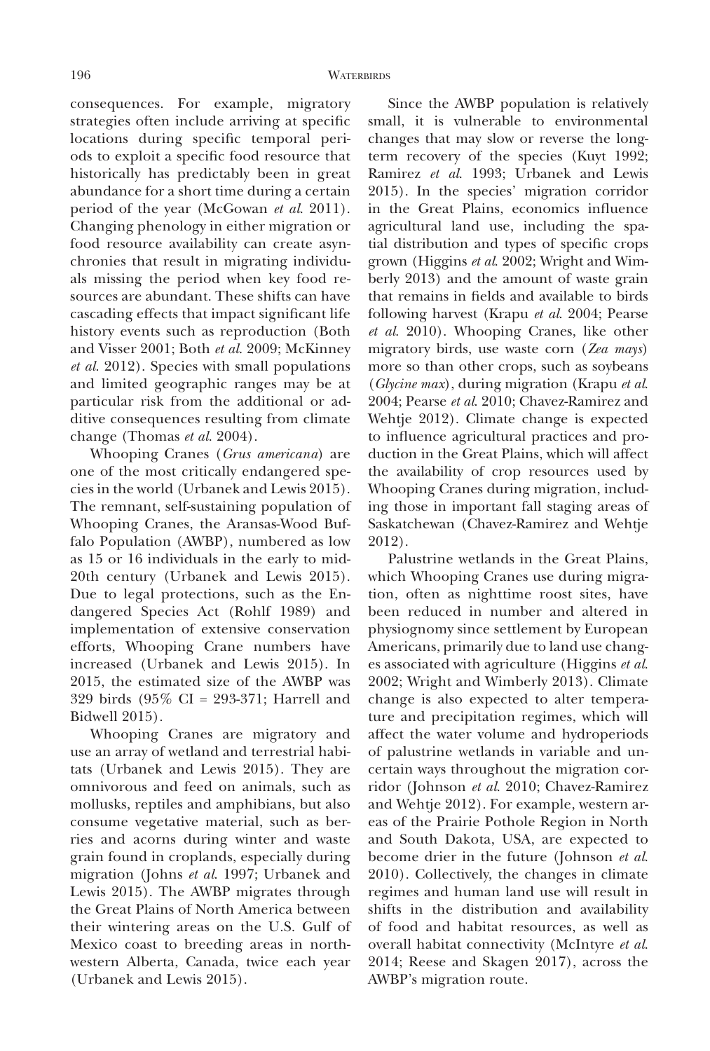consequences. For example, migratory strategies often include arriving at specific locations during specific temporal periods to exploit a specific food resource that historically has predictably been in great abundance for a short time during a certain period of the year (McGowan *et al.* 2011). Changing phenology in either migration or food resource availability can create asynchronies that result in migrating individuals missing the period when key food resources are abundant. These shifts can have cascading effects that impact significant life history events such as reproduction (Both and Visser 2001; Both *et al.* 2009; McKinney *et al.* 2012). Species with small populations and limited geographic ranges may be at particular risk from the additional or additive consequences resulting from climate change (Thomas *et al.* 2004).

Whooping Cranes (*Grus americana*) are one of the most critically endangered species in the world (Urbanek and Lewis 2015). The remnant, self-sustaining population of Whooping Cranes, the Aransas-Wood Buffalo Population (AWBP), numbered as low as 15 or 16 individuals in the early to mid-20th century (Urbanek and Lewis 2015). Due to legal protections, such as the Endangered Species Act (Rohlf 1989) and implementation of extensive conservation efforts, Whooping Crane numbers have increased (Urbanek and Lewis 2015). In 2015, the estimated size of the AWBP was 329 birds (95% CI = 293-371; Harrell and Bidwell 2015).

Whooping Cranes are migratory and use an array of wetland and terrestrial habitats (Urbanek and Lewis 2015). They are omnivorous and feed on animals, such as mollusks, reptiles and amphibians, but also consume vegetative material, such as berries and acorns during winter and waste grain found in croplands, especially during migration (Johns *et al.* 1997; Urbanek and Lewis 2015). The AWBP migrates through the Great Plains of North America between their wintering areas on the U.S. Gulf of Mexico coast to breeding areas in northwestern Alberta, Canada, twice each year (Urbanek and Lewis 2015).

Since the AWBP population is relatively small, it is vulnerable to environmental changes that may slow or reverse the long-term recovery of the species (Kuyt 1992; Ramirez *et al.* 1993; Urbanek and Lewis 2015). In the species' migration corridor in the Great Plains, economics influence agricultural land use, including the spatial distribution and types of specific crops grown (Higgins *et al.* 2002; Wright and Wimberly 2013) and the amount of waste grain that remains in fields and available to birds following harvest (Krapu *et al.* 2004; Pearse *et al.* 2010). Whooping Cranes, like other migratory birds, use waste corn (*Zea mays*) more so than other crops, such as soybeans (*Glycine max*), during migration (Krapu *et al.* 2004; Pearse *et al.* 2010; Chavez-Ramirez and Wehtje 2012). Climate change is expected to influence agricultural practices and production in the Great Plains, which will affect the availability of crop resources used by Whooping Cranes during migration, including those in important fall staging areas of Saskatchewan (Chavez-Ramirez and Wehtje 2012).

Palustrine wetlands in the Great Plains, which Whooping Cranes use during migration, often as nighttime roost sites, have been reduced in number and altered in physiognomy since settlement by European Americans, primarily due to land use changes associated with agriculture (Higgins *et al.* 2002; Wright and Wimberly 2013). Climate change is also expected to alter temperature and precipitation regimes, which will affect the water volume and hydroperiods of palustrine wetlands in variable and uncertain ways throughout the migration corridor (Johnson *et al.* 2010; Chavez-Ramirez and Wehtje 2012). For example, western areas of the Prairie Pothole Region in North and South Dakota, USA, are expected to become drier in the future (Johnson *et al.* 2010). Collectively, the changes in climate regimes and human land use will result in shifts in the distribution and availability of food and habitat resources, as well as overall habitat connectivity (McIntyre *et al.* 2014; Reese and Skagen 2017), across the AWBP's migration route.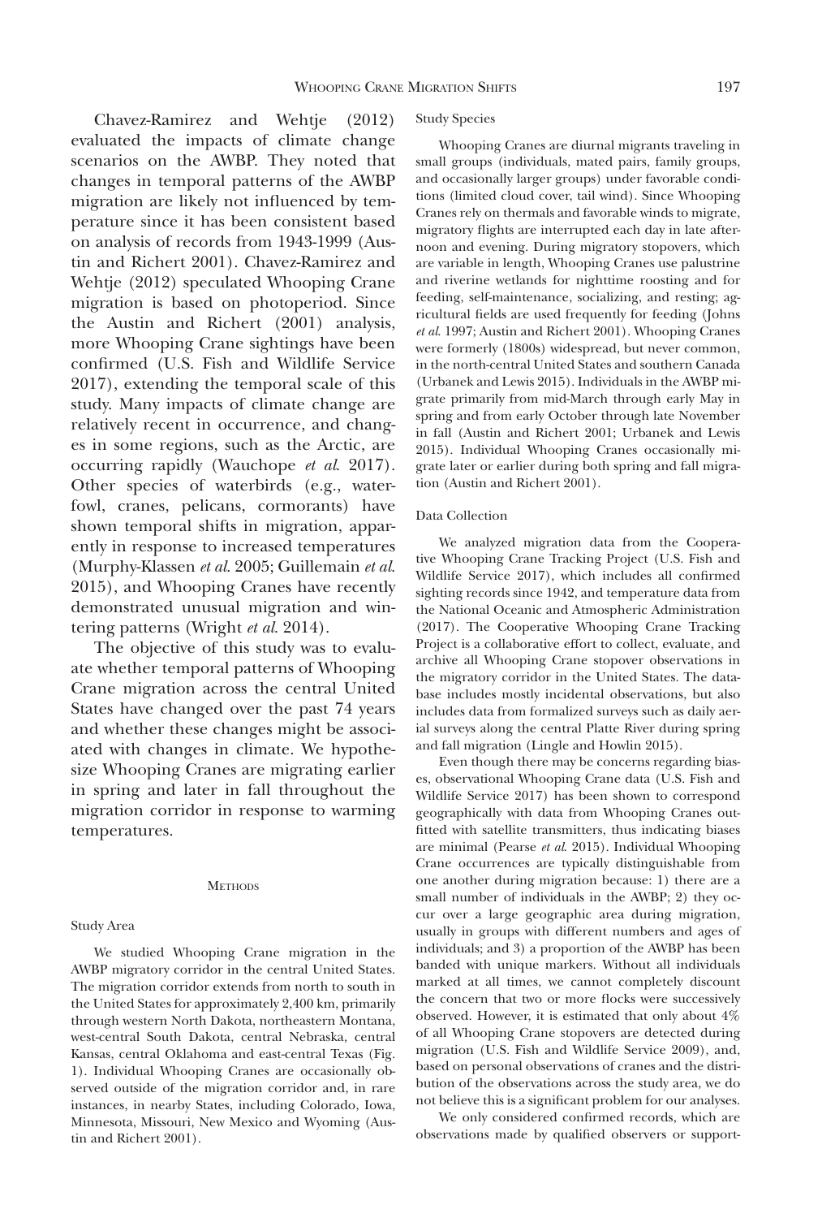Chavez-Ramirez and Wehtje (2012) evaluated the impacts of climate change scenarios on the AWBP. They noted that changes in temporal patterns of the AWBP migration are likely not influenced by temperature since it has been consistent based on analysis of records from 1943-1999 (Austin and Richert 2001). Chavez-Ramirez and Wehtje (2012) speculated Whooping Crane migration is based on photoperiod. Since the Austin and Richert (2001) analysis, more Whooping Crane sightings have been confirmed (U.S. Fish and Wildlife Service 2017), extending the temporal scale of this study. Many impacts of climate change are relatively recent in occurrence, and changes in some regions, such as the Arctic, are occurring rapidly (Wauchope *et al.* 2017). Other species of waterbirds (e.g., waterfowl, cranes, pelicans, cormorants) have shown temporal shifts in migration, apparently in response to increased temperatures (Murphy-Klassen *et al.* 2005; Guillemain *et al.* 2015), and Whooping Cranes have recently demonstrated unusual migration and wintering patterns (Wright *et al.* 2014).

The objective of this study was to evaluate whether temporal patterns of Whooping Crane migration across the central United States have changed over the past 74 years and whether these changes might be associated with changes in climate. We hypothesize Whooping Cranes are migrating earlier in spring and later in fall throughout the migration corridor in response to warming temperatures.

## Methods

### Study Area

We studied Whooping Crane migration in the AWBP migratory corridor in the central United States. The migration corridor extends from north to south in the United States for approximately 2,400 km, primarily through western North Dakota, northeastern Montana, west-central South Dakota, central Nebraska, central Kansas, central Oklahoma and east-central Texas (Fig. 1). Individual Whooping Cranes are occasionally observed outside of the migration corridor and, in rare instances, in nearby States, including Colorado, Iowa, Minnesota, Missouri, New Mexico and Wyoming (Austin and Richert 2001).

### Study Species

Whooping Cranes are diurnal migrants traveling in small groups (individuals, mated pairs, family groups, and occasionally larger groups) under favorable conditions (limited cloud cover, tail wind). Since Whooping Cranes rely on thermals and favorable winds to migrate, migratory flights are interrupted each day in late afternoon and evening. During migratory stopovers, which are variable in length, Whooping Cranes use palustrine and riverine wetlands for nighttime roosting and for feeding, self-maintenance, socializing, and resting; agricultural fields are used frequently for feeding (Johns *et al.* 1997; Austin and Richert 2001). Whooping Cranes were formerly (1800s) widespread, but never common, in the north-central United States and southern Canada (Urbanek and Lewis 2015). Individuals in the AWBP migrate primarily from mid-March through early May in spring and from early October through late November in fall (Austin and Richert 2001; Urbanek and Lewis 2015). Individual Whooping Cranes occasionally migrate later or earlier during both spring and fall migration (Austin and Richert 2001).

### Data Collection

We analyzed migration data from the Cooperative Whooping Crane Tracking Project (U.S. Fish and Wildlife Service 2017), which includes all confirmed sighting records since 1942, and temperature data from the National Oceanic and Atmospheric Administration (2017). The Cooperative Whooping Crane Tracking Project is a collaborative effort to collect, evaluate, and archive all Whooping Crane stopover observations in the migratory corridor in the United States. The database includes mostly incidental observations, but also includes data from formalized surveys such as daily aerial surveys along the central Platte River during spring and fall migration (Lingle and Howlin 2015).

Even though there may be concerns regarding biases, observational Whooping Crane data (U.S. Fish and Wildlife Service 2017) has been shown to correspond geographically with data from Whooping Cranes outfitted with satellite transmitters, thus indicating biases are minimal (Pearse *et al.* 2015). Individual Whooping Crane occurrences are typically distinguishable from one another during migration because: 1) there are a small number of individuals in the AWBP; 2) they occur over a large geographic area during migration, usually in groups with different numbers and ages of individuals; and 3) a proportion of the AWBP has been banded with unique markers. Without all individuals marked at all times, we cannot completely discount the concern that two or more flocks were successively observed. However, it is estimated that only about 4% of all Whooping Crane stopovers are detected during migration (U.S. Fish and Wildlife Service 2009), and, based on personal observations of cranes and the distribution of the observations across the study area, we do not believe this is a significant problem for our analyses.

We only considered confirmed records, which are observations made by qualified observers or support-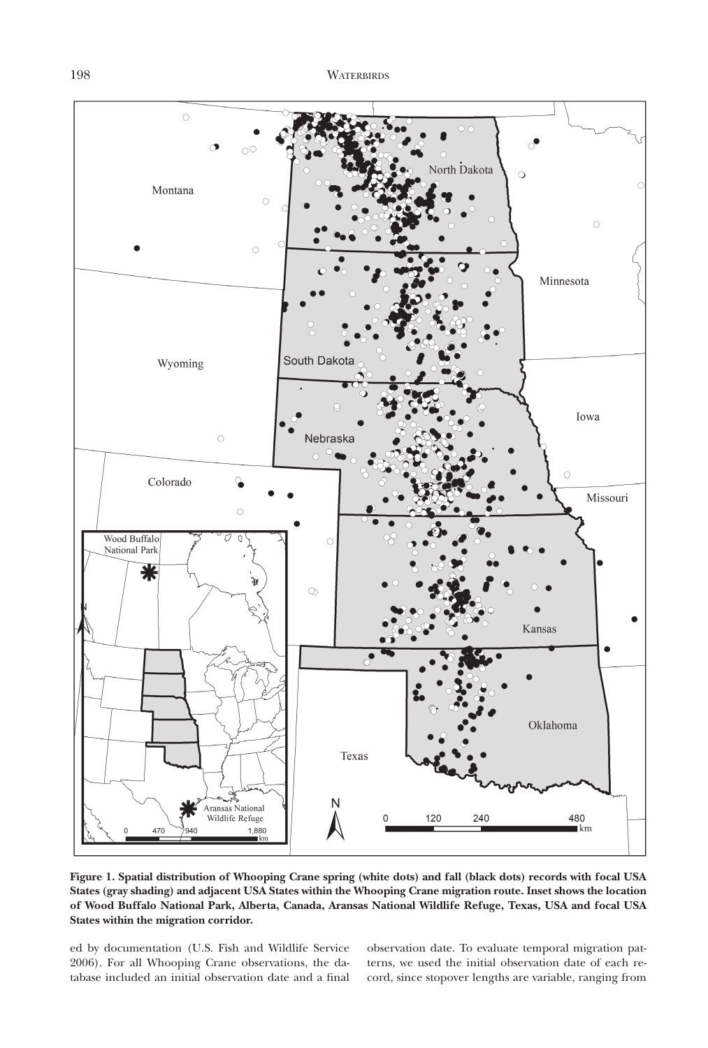**Figure 1. Spatial distribution of Whooping Crane spring (white dots) and fall (black dots) records with focal USA States (gray shading) and adjacent USA States within the Whooping Crane migration route. Inset shows the location of Wood Buffalo National Park, Alberta, Canada, Aransas National Wildlife Refuge, Texas, USA and focal USA States within the migration corridor.**

ed by documentation (U.S. Fish and Wildlife Service 2006). For all Whooping Crane observations, the database included an initial observation date and a final observation date. To evaluate temporal migration patterns, we used the initial observation date of each record, since stopover lengths are variable, ranging from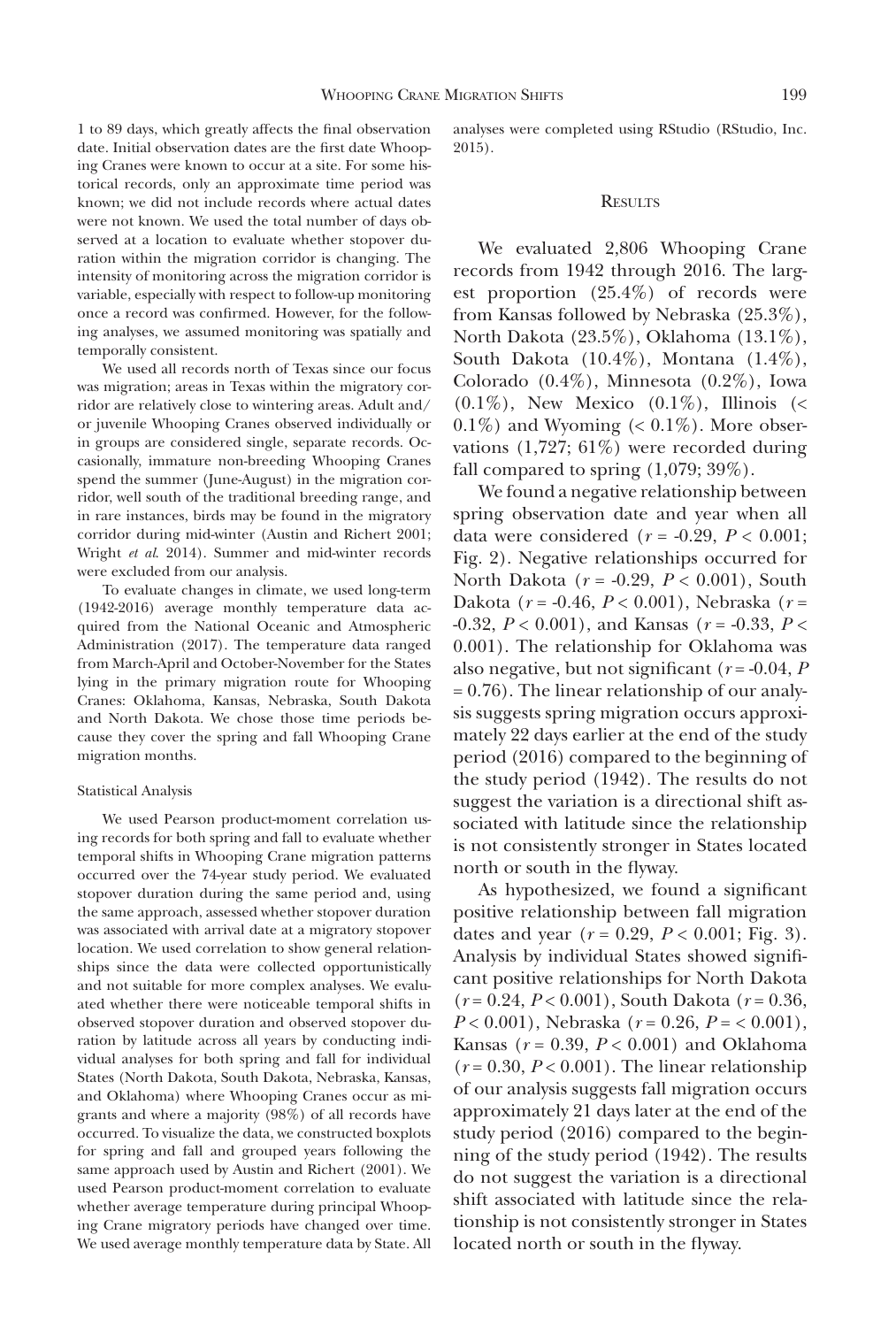1 to 89 days, which greatly affects the final observation date. Initial observation dates are the first date Whooping Cranes were known to occur at a site. For some historical records, only an approximate time period was known; we did not include records where actual dates were not known. We used the total number of days observed at a location to evaluate whether stopover duration within the migration corridor is changing. The intensity of monitoring across the migration corridor is variable, especially with respect to follow-up monitoring once a record was confirmed. However, for the following analyses, we assumed monitoring was spatially and temporally consistent.

We used all records north of Texas since our focus was migration; areas in Texas within the migratory corridor are relatively close to wintering areas. Adult and/or juvenile Whooping Cranes observed individually or in groups are considered single, separate records. Occasionally, immature non-breeding Whooping Cranes spend the summer (June-August) in the migration corridor, well south of the traditional breeding range, and in rare instances, birds may be found in the migratory corridor during mid-winter (Austin and Richert 2001; Wright *et al.* 2014). Summer and mid-winter records were excluded from our analysis.

To evaluate changes in climate, we used long-term (1942-2016) average monthly temperature data acquired from the National Oceanic and Atmospheric Administration (2017). The temperature data ranged from March-April and October-November for the States lying in the primary migration route for Whooping Cranes: Oklahoma, Kansas, Nebraska, South Dakota and North Dakota. We chose those time periods because they cover the spring and fall Whooping Crane migration months.

### Statistical Analysis

We used Pearson product-moment correlation using records for both spring and fall to evaluate whether temporal shifts in Whooping Crane migration patterns occurred over the 74-year study period. We evaluated stopover duration during the same period and, using the same approach, assessed whether stopover duration was associated with arrival date at a migratory stopover location. We used correlation to show general relationships since the data were collected opportunistically and not suitable for more complex analyses. We evaluated whether there were noticeable temporal shifts in observed stopover duration and observed stopover duration by latitude across all years by conducting individual analyses for both spring and fall for individual States (North Dakota, South Dakota, Nebraska, Kansas, and Oklahoma) where Whooping Cranes occur as migrants and where a majority (98%) of all records have occurred. To visualize the data, we constructed boxplots for spring and fall and grouped years following the same approach used by Austin and Richert (2001). We used Pearson product-moment correlation to evaluate whether average temperature during principal Whooping Crane migratory periods have changed over time. We used average monthly temperature data by State. All analyses were completed using RStudio (RStudio, Inc. 2015).

## Results

We evaluated 2,806 Whooping Crane records from 1942 through 2016. The largest proportion (25.4%) of records were from Kansas followed by Nebraska (25.3%), North Dakota (23.5%), Oklahoma (13.1%), South Dakota (10.4%), Montana (1.4%), Colorado (0.4%), Minnesota (0.2%), Iowa (0.1%), New Mexico (0.1%), Illinois (< 0.1%) and Wyoming (< 0.1%). More observations (1,727; 61%) were recorded during fall compared to spring (1,079; 39%).

We found a negative relationship between spring observation date and year when all data were considered ($r$ = -0.29, $P$ < 0.001; Fig. 2). Negative relationships occurred for North Dakota ($r$ = -0.29, $P$ < 0.001), South Dakota ($r$ = -0.46, $P$ < 0.001), Nebraska ($r$ = -0.32, $P$ < 0.001), and Kansas ($r$ = -0.33, $P$ < 0.001). The relationship for Oklahoma was also negative, but not significant ($r$ = -0.04, $P$ = 0.76). The linear relationship of our analysis suggests spring migration occurs approximately 22 days earlier at the end of the study period (2016) compared to the beginning of the study period (1942). The results do not suggest the variation is a directional shift associated with latitude since the relationship is not consistently stronger in States located north or south in the flyway.

As hypothesized, we found a significant positive relationship between fall migration dates and year ($r$ = 0.29, $P$ < 0.001; Fig. 3). Analysis by individual States showed significant positive relationships for North Dakota ($r$ = 0.24, $P$ < 0.001), South Dakota ($r$ = 0.36, $P$ < 0.001), Nebraska ($r$ = 0.26, $P$ = < 0.001), Kansas ($r$ = 0.39, $P$ < 0.001) and Oklahoma ($r$ = 0.30, $P$ < 0.001). The linear relationship of our analysis suggests fall migration occurs approximately 21 days later at the end of the study period (2016) compared to the beginning of the study period (1942). The results do not suggest the variation is a directional shift associated with latitude since the relationship is not consistently stronger in States located north or south in the flyway.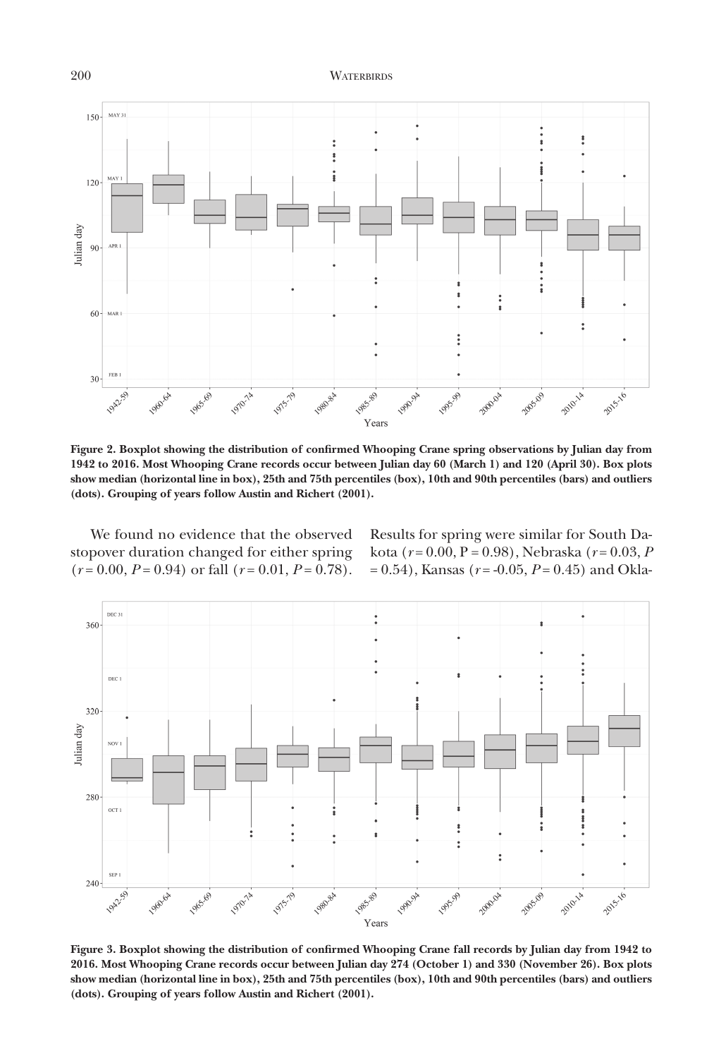**Figure 2. Boxplot showing the distribution of confirmed Whooping Crane spring observations by Julian day from 1942 to 2016. Most Whooping Crane records occur between Julian day 60 (March 1) and 120 (April 30). Box plots show median (horizontal line in box), 25th and 75th percentiles (box), 10th and 90th percentiles (bars) and outliers (dots). Grouping of years follow Austin and Richert (2001).**

We found no evidence that the observed stopover duration changed for either spring ($r = 0.00$, $P = 0.94$) or fall ($r = 0.01$, $P = 0.78$). Results for spring were similar for South Dakota ($r = 0.00$, $P = 0.98$), Nebraska ($r = 0.03$, $P = 0.54$), Kansas ($r = -0.05$, $P = 0.45$) and Okla-

**Figure 3. Boxplot showing the distribution of confirmed Whooping Crane fall records by Julian day from 1942 to 2016. Most Whooping Crane records occur between Julian day 274 (October 1) and 330 (November 26). Box plots show median (horizontal line in box), 25th and 75th percentiles (box), 10th and 90th percentiles (bars) and outliers (dots). Grouping of years follow Austin and Richert (2001).**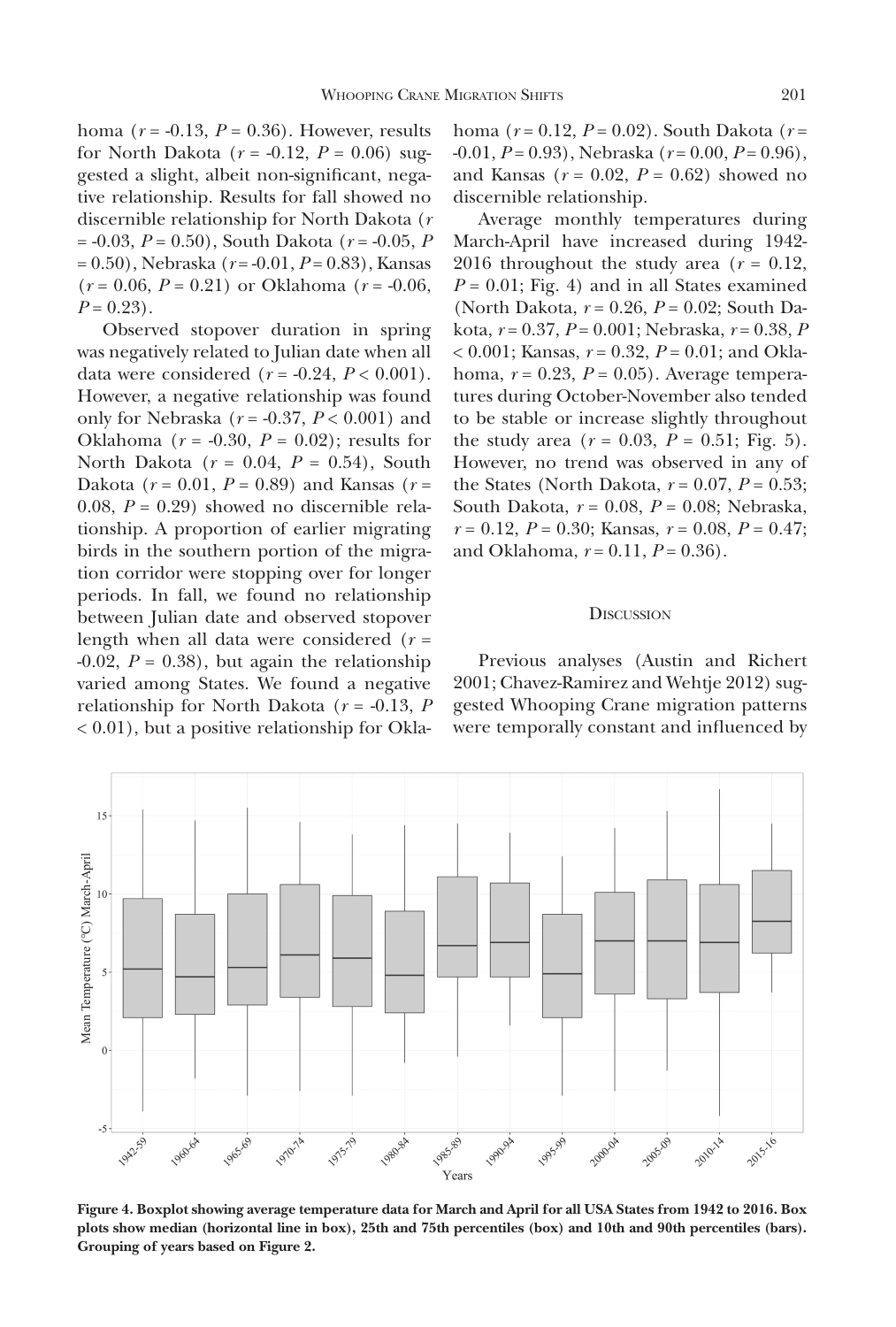homa ($r$ = -0.13, $P$ = 0.36). However, results for North Dakota ($r$ = -0.12, $P$ = 0.06) suggested a slight, albeit non-significant, negative relationship. Results for fall showed no discernible relationship for North Dakota ($r$ = -0.03, $P$ = 0.50), South Dakota ($r$ = -0.05, $P$ = 0.50), Nebraska ($r$ = -0.01, $P$ = 0.83), Kansas ($r$ = 0.06, $P$ = 0.21) or Oklahoma ($r$ = -0.06, $P$ = 0.23).

Observed stopover duration in spring was negatively related to Julian date when all data were considered ($r$ = -0.24, $P$ < 0.001). However, a negative relationship was found only for Nebraska ($r$ = -0.37, $P$ < 0.001) and Oklahoma ($r$ = -0.30, $P$ = 0.02); results for North Dakota ($r$ = 0.04, $P$ = 0.54), South Dakota ($r$ = 0.01, $P$ = 0.89) and Kansas ($r$ = 0.08, $P$ = 0.29) showed no discernible relationship. A proportion of earlier migrating birds in the southern portion of the migration corridor were stopping over for longer periods. In fall, we found no relationship between Julian date and observed stopover length when all data were considered ($r$ = -0.02, $P$ = 0.38), but again the relationship varied among States. We found a negative relationship for North Dakota ($r$ = -0.13, $P$ < 0.01), but a positive relationship for Oklahoma ($r$ = 0.12, $P$ = 0.02). South Dakota ($r$ = -0.01, $P$ = 0.93), Nebraska ($r$ = 0.00, $P$ = 0.96), and Kansas ($r$ = 0.02, $P$ = 0.62) showed no discernible relationship.

Average monthly temperatures during March-April have increased during 1942-2016 throughout the study area ($r$ = 0.12, $P$ = 0.01; Fig. 4) and in all States examined (North Dakota, $r$ = 0.26, $P$ = 0.02; South Dakota, $r$ = 0.37, $P$ = 0.001; Nebraska, $r$ = 0.38, $P$ < 0.001; Kansas, $r$ = 0.32, $P$ = 0.01; and Oklahoma, $r$ = 0.23, $P$ = 0.05). Average temperatures during October-November also tended to be stable or increase slightly throughout the study area ($r$ = 0.03, $P$ = 0.51; Fig. 5). However, no trend was observed in any of the States (North Dakota, $r$ = 0.07, $P$ = 0.53; South Dakota, $r$ = 0.08, $P$ = 0.08; Nebraska, $r$ = 0.12, $P$ = 0.30; Kansas, $r$ = 0.08, $P$ = 0.47; and Oklahoma, $r$ = 0.11, $P$ = 0.36).

## Discussion

Previous analyses (Austin and Richert 2001; Chavez-Ramirez and Wehtje 2012) suggested Whooping Crane migration patterns were temporally constant and influenced by

**Figure 4. Boxplot showing average temperature data for March and April for all USA States from 1942 to 2016. Box plots show median (horizontal line in box), 25th and 75th percentiles (box) and 10th and 90th percentiles (bars). Grouping of years based on Figure 2.**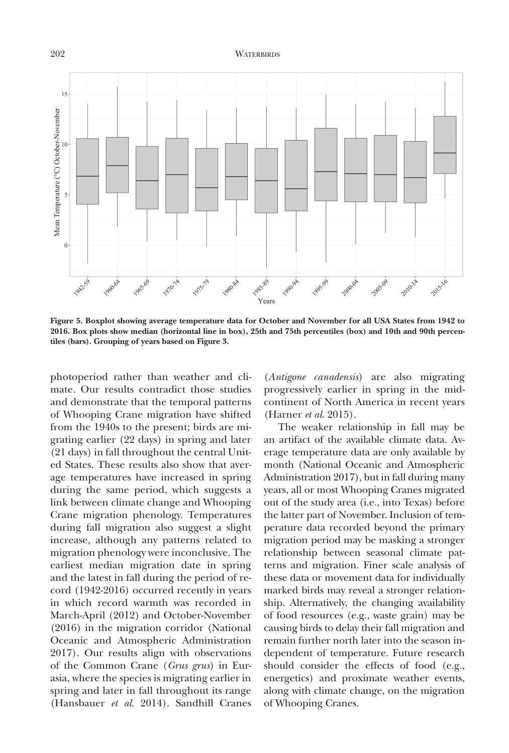Figure 5. Boxplot showing average temperature data for October and November for all USA States from 1942 to 2016. Box plots show median (horizontal line in box), 25th and 75th percentiles (box) and 10th and 90th percentiles (bars). Grouping of years based on Figure 3.

photoperiod rather than weather and climate. Our results contradict those studies and demonstrate that the temporal patterns of Whooping Crane migration have shifted from the 1940s to the present; birds are migrating earlier (22 days) in spring and later (21 days) in fall throughout the central United States. These results also show that average temperatures have increased in spring during the same period, which suggests a link between climate change and Whooping Crane migration phenology. Temperatures during fall migration also suggest a slight increase, although any patterns related to migration phenology were inconclusive. The earliest median migration date in spring and the latest in fall during the period of record (1942-2016) occurred recently in years in which record warmth was recorded in March-April (2012) and October-November (2016) in the migration corridor (National Oceanic and Atmospheric Administration 2017). Our results align with observations of the Common Crane (*Grus grus*) in Eurasia, where the species is migrating earlier in spring and later in fall throughout its range (Hansbauer *et al.* 2014). Sandhill Cranes (*Antigone canadensis*) are also migrating progressively earlier in spring in the mid-continent of North America in recent years (Harner *et al.* 2015).

The weaker relationship in fall may be an artifact of the available climate data. Average temperature data are only available by month (National Oceanic and Atmospheric Administration 2017), but in fall during many years, all or most Whooping Cranes migrated out of the study area (i.e., into Texas) before the latter part of November. Inclusion of temperature data recorded beyond the primary migration period may be masking a stronger relationship between seasonal climate patterns and migration. Finer scale analysis of these data or movement data for individually marked birds may reveal a stronger relationship. Alternatively, the changing availability of food resources (e.g., waste grain) may be causing birds to delay their fall migration and remain further north later into the season independent of temperature. Future research should consider the effects of food (e.g., energetics) and proximate weather events, along with climate change, on the migration of Whooping Cranes.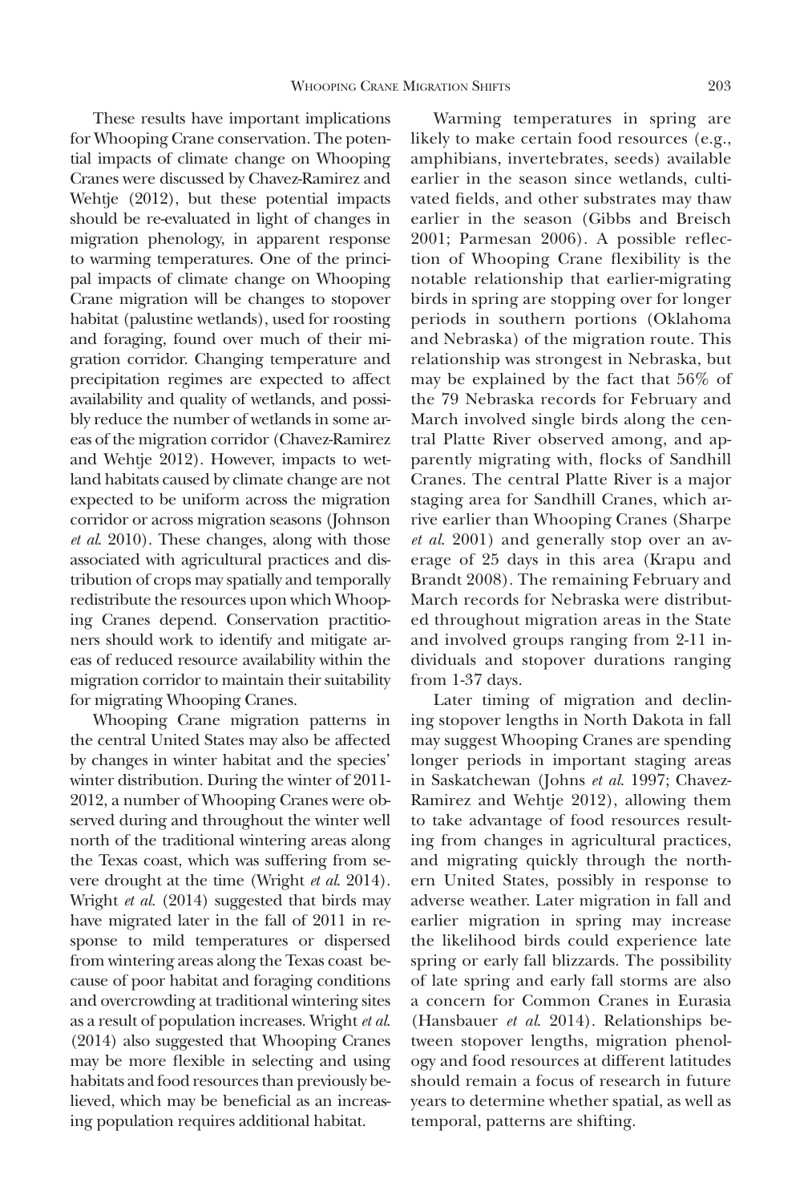These results have important implications for Whooping Crane conservation. The potential impacts of climate change on Whooping Cranes were discussed by Chavez-Ramirez and Wehtje (2012), but these potential impacts should be re-evaluated in light of changes in migration phenology, in apparent response to warming temperatures. One of the principal impacts of climate change on Whooping Crane migration will be changes to stopover habitat (palustine wetlands), used for roosting and foraging, found over much of their migration corridor. Changing temperature and precipitation regimes are expected to affect availability and quality of wetlands, and possibly reduce the number of wetlands in some areas of the migration corridor (Chavez-Ramirez and Wehtje 2012). However, impacts to wetland habitats caused by climate change are not expected to be uniform across the migration corridor or across migration seasons (Johnson *et al.* 2010). These changes, along with those associated with agricultural practices and distribution of crops may spatially and temporally redistribute the resources upon which Whooping Cranes depend. Conservation practitioners should work to identify and mitigate areas of reduced resource availability within the migration corridor to maintain their suitability for migrating Whooping Cranes.

Whooping Crane migration patterns in the central United States may also be affected by changes in winter habitat and the species' winter distribution. During the winter of 2011-2012, a number of Whooping Cranes were observed during and throughout the winter well north of the traditional wintering areas along the Texas coast, which was suffering from severe drought at the time (Wright *et al.* 2014). Wright *et al.* (2014) suggested that birds may have migrated later in the fall of 2011 in response to mild temperatures or dispersed from wintering areas along the Texas coast because of poor habitat and foraging conditions and overcrowding at traditional wintering sites as a result of population increases. Wright *et al.* (2014) also suggested that Whooping Cranes may be more flexible in selecting and using habitats and food resources than previously believed, which may be beneficial as an increasing population requires additional habitat.

Warming temperatures in spring are likely to make certain food resources (e.g., amphibians, invertebrates, seeds) available earlier in the season since wetlands, cultivated fields, and other substrates may thaw earlier in the season (Gibbs and Breisch 2001; Parmesan 2006). A possible reflection of Whooping Crane flexibility is the notable relationship that earlier-migrating birds in spring are stopping over for longer periods in southern portions (Oklahoma and Nebraska) of the migration route. This relationship was strongest in Nebraska, but may be explained by the fact that 56% of the 79 Nebraska records for February and March involved single birds along the central Platte River observed among, and apparently migrating with, flocks of Sandhill Cranes. The central Platte River is a major staging area for Sandhill Cranes, which arrive earlier than Whooping Cranes (Sharpe *et al.* 2001) and generally stop over an average of 25 days in this area (Krapu and Brandt 2008). The remaining February and March records for Nebraska were distributed throughout migration areas in the State and involved groups ranging from 2-11 individuals and stopover durations ranging from 1-37 days.

Later timing of migration and declining stopover lengths in North Dakota in fall may suggest Whooping Cranes are spending longer periods in important staging areas in Saskatchewan (Johns *et al.* 1997; Chavez-Ramirez and Wehtje 2012), allowing them to take advantage of food resources resulting from changes in agricultural practices, and migrating quickly through the northern United States, possibly in response to adverse weather. Later migration in fall and earlier migration in spring may increase the likelihood birds could experience late spring or early fall blizzards. The possibility of late spring and early fall storms are also a concern for Common Cranes in Eurasia (Hansbauer *et al.* 2014). Relationships between stopover lengths, migration phenology and food resources at different latitudes should remain a focus of research in future years to determine whether spatial, as well as temporal, patterns are shifting.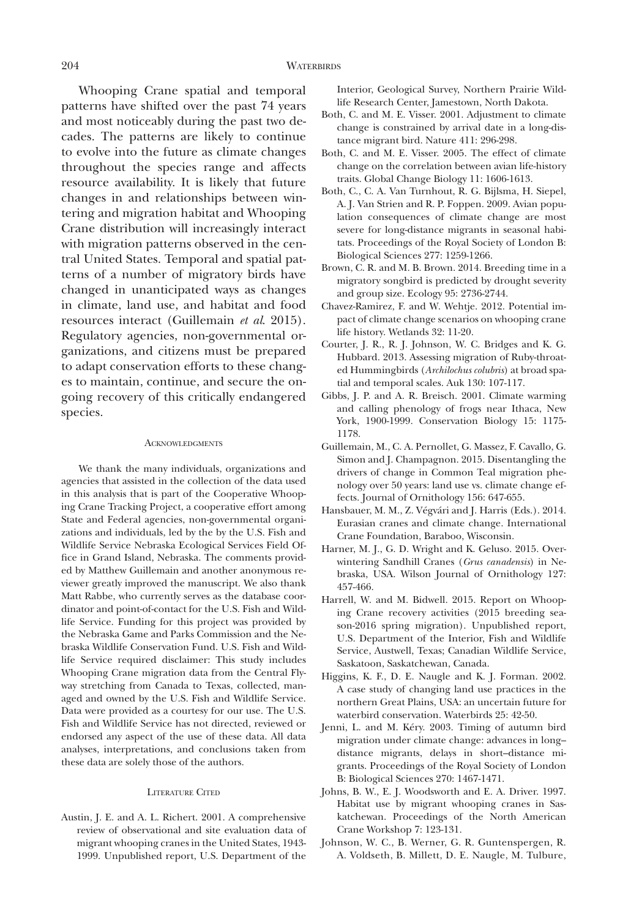Whooping Crane spatial and temporal patterns have shifted over the past 74 years and most noticeably during the past two decades. The patterns are likely to continue to evolve into the future as climate changes throughout the species range and affects resource availability. It is likely that future changes in and relationships between wintering and migration habitat and Whooping Crane distribution will increasingly interact with migration patterns observed in the central United States. Temporal and spatial patterns of a number of migratory birds have changed in unanticipated ways as changes in climate, land use, and habitat and food resources interact (Guillemain *et al.* 2015). Regulatory agencies, non-governmental organizations, and citizens must be prepared to adapt conservation efforts to these changes to maintain, continue, and secure the ongoing recovery of this critically endangered species.

## Acknowledgments

We thank the many individuals, organizations and agencies that assisted in the collection of the data used in this analysis that is part of the Cooperative Whooping Crane Tracking Project, a cooperative effort among State and Federal agencies, non-governmental organizations and individuals, led by the by the U.S. Fish and Wildlife Service Nebraska Ecological Services Field Office in Grand Island, Nebraska. The comments provided by Matthew Guillemain and another anonymous reviewer greatly improved the manuscript. We also thank Matt Rabbe, who currently serves as the database coordinator and point-of-contact for the U.S. Fish and Wildlife Service. Funding for this project was provided by the Nebraska Game and Parks Commission and the Nebraska Wildlife Conservation Fund. U.S. Fish and Wildlife Service required disclaimer: This study includes Whooping Crane migration data from the Central Flyway stretching from Canada to Texas, collected, managed and owned by the U.S. Fish and Wildlife Service. Data were provided as a courtesy for our use. The U.S. Fish and Wildlife Service has not directed, reviewed or endorsed any aspect of the use of these data. All data analyses, interpretations, and conclusions taken from these data are solely those of the authors.

## Literature Cited

Austin, J. E. and A. L. Richert. 2001. A comprehensive review of observational and site evaluation data of migrant whooping cranes in the United States, 1943-1999. Unpublished report, U.S. Department of the Interior, Geological Survey, Northern Prairie Wildlife Research Center, Jamestown, North Dakota.

Both, C. and M. E. Visser. 2001. Adjustment to climate change is constrained by arrival date in a long-distance migrant bird. Nature 411: 296-298.

Both, C. and M. E. Visser. 2005. The effect of climate change on the correlation between avian life-history traits. Global Change Biology 11: 1606-1613.

Both, C., C. A. Van Turnhout, R. G. Bijlsma, H. Siepel, A. J. Van Strien and R. P. Foppen. 2009. Avian population consequences of climate change are most severe for long-distance migrants in seasonal habitats. Proceedings of the Royal Society of London B: Biological Sciences 277: 1259-1266.

Brown, C. R. and M. B. Brown. 2014. Breeding time in a migratory songbird is predicted by drought severity and group size. Ecology 95: 2736-2744.

Chavez-Ramirez, F. and W. Wehtje. 2012. Potential impact of climate change scenarios on whooping crane life history. Wetlands 32: 11-20.

Courter, J. R., R. J. Johnson, W. C. Bridges and K. G. Hubbard. 2013. Assessing migration of Ruby-throated Hummingbirds (*Archilochus colubris*) at broad spatial and temporal scales. Auk 130: 107-117.

Gibbs, J. P. and A. R. Breisch. 2001. Climate warming and calling phenology of frogs near Ithaca, New York, 1900-1999. Conservation Biology 15: 1175-1178.

Guillemain, M., C. A. Pernollet, G. Massez, F. Cavallo, G. Simon and J. Champagnon. 2015. Disentangling the drivers of change in Common Teal migration phenology over 50 years: land use vs. climate change effects. Journal of Ornithology 156: 647-655.

Hansbauer, M. M., Z. Végvári and J. Harris (Eds.). 2014. Eurasian cranes and climate change. International Crane Foundation, Baraboo, Wisconsin.

Harner, M. J., G. D. Wright and K. Geluso. 2015. Overwintering Sandhill Cranes (*Grus canadensis*) in Nebraska, USA. Wilson Journal of Ornithology 127: 457-466.

Harrell, W. and M. Bidwell. 2015. Report on Whooping Crane recovery activities (2015 breeding season-2016 spring migration). Unpublished report, U.S. Department of the Interior, Fish and Wildlife Service, Austwell, Texas; Canadian Wildlife Service, Saskatoon, Saskatchewan, Canada.

Higgins, K. F., D. E. Naugle and K. J. Forman. 2002. A case study of changing land use practices in the northern Great Plains, USA: an uncertain future for waterbird conservation. Waterbirds 25: 42-50.

Jenni, L. and M. Kéry. 2003. Timing of autumn bird migration under climate change: advances in long–distance migrants, delays in short–distance migrants. Proceedings of the Royal Society of London B: Biological Sciences 270: 1467-1471.

Johns, B. W., E. J. Woodsworth and E. A. Driver. 1997. Habitat use by migrant whooping cranes in Saskatchewan. Proceedings of the North American Crane Workshop 7: 123-131.

Johnson, W. C., B. Werner, G. R. Guntenspergen, R. A. Voldseth, B. Millett, D. E. Naugle, M. Tulbure,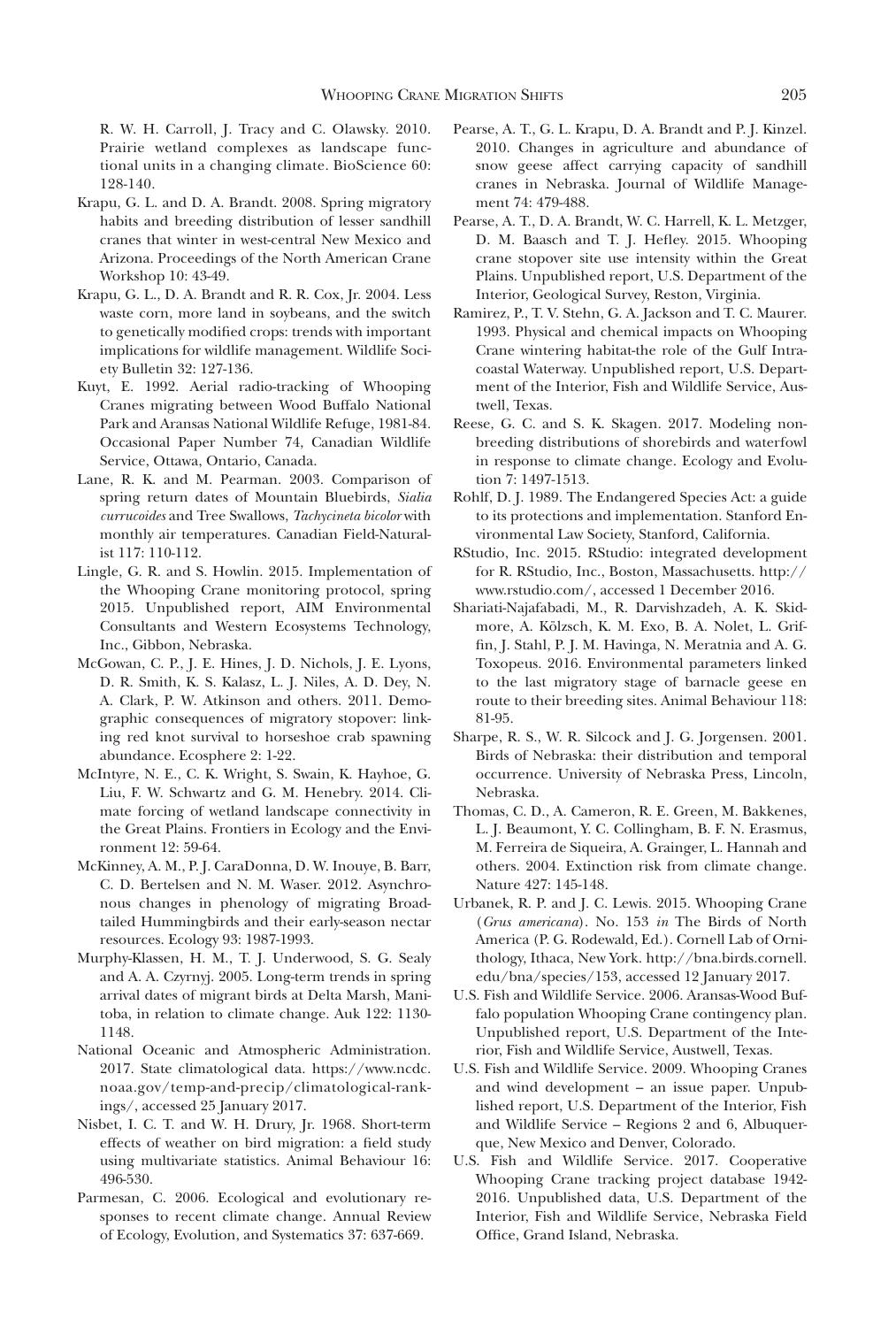R. W. H. Carroll, J. Tracy and C. Olawsky. 2010. Prairie wetland complexes as landscape functional units in a changing climate. BioScience 60: 128-140.

Krapu, G. L. and D. A. Brandt. 2008. Spring migratory habits and breeding distribution of lesser sandhill cranes that winter in west-central New Mexico and Arizona. Proceedings of the North American Crane Workshop 10: 43-49.

Krapu, G. L., D. A. Brandt and R. R. Cox, Jr. 2004. Less waste corn, more land in soybeans, and the switch to genetically modified crops: trends with important implications for wildlife management. Wildlife Society Bulletin 32: 127-136.

Kuyt, E. 1992. Aerial radio-tracking of Whooping Cranes migrating between Wood Buffalo National Park and Aransas National Wildlife Refuge, 1981-84. Occasional Paper Number 74, Canadian Wildlife Service, Ottawa, Ontario, Canada.

Lane, R. K. and M. Pearman. 2003. Comparison of spring return dates of Mountain Bluebirds, *Sialia currucoides* and Tree Swallows, *Tachycineta bicolor* with monthly air temperatures. Canadian Field-Naturalist 117: 110-112.

Lingle, G. R. and S. Howlin. 2015. Implementation of the Whooping Crane monitoring protocol, spring 2015. Unpublished report, AIM Environmental Consultants and Western Ecosystems Technology, Inc., Gibbon, Nebraska.

McGowan, C. P., J. E. Hines, J. D. Nichols, J. E. Lyons, D. R. Smith, K. S. Kalasz, L. J. Niles, A. D. Dey, N. A. Clark, P. W. Atkinson and others. 2011. Demographic consequences of migratory stopover: linking red knot survival to horseshoe crab spawning abundance. Ecosphere 2: 1-22.

McIntyre, N. E., C. K. Wright, S. Swain, K. Hayhoe, G. Liu, F. W. Schwartz and G. M. Henebry. 2014. Climate forcing of wetland landscape connectivity in the Great Plains. Frontiers in Ecology and the Environment 12: 59-64.

McKinney, A. M., P. J. CaraDonna, D. W. Inouye, B. Barr, C. D. Bertelsen and N. M. Waser. 2012. Asynchronous changes in phenology of migrating Broad-tailed Hummingbirds and their early-season nectar resources. Ecology 93: 1987-1993.

Murphy-Klassen, H. M., T. J. Underwood, S. G. Sealy and A. A. Czyrnyj. 2005. Long-term trends in spring arrival dates of migrant birds at Delta Marsh, Manitoba, in relation to climate change. Auk 122: 1130-1148.

National Oceanic and Atmospheric Administration. 2017. State climatological data. https://www.ncdc.noaa.gov/temp-and-precip/climatological-rankings/, accessed 25 January 2017.

Nisbet, I. C. T. and W. H. Drury, Jr. 1968. Short-term effects of weather on bird migration: a field study using multivariate statistics. Animal Behaviour 16: 496-530.

Parmesan, C. 2006. Ecological and evolutionary responses to recent climate change. Annual Review of Ecology, Evolution, and Systematics 37: 637-669.

Pearse, A. T., G. L. Krapu, D. A. Brandt and P. J. Kinzel. 2010. Changes in agriculture and abundance of snow geese affect carrying capacity of sandhill cranes in Nebraska. Journal of Wildlife Management 74: 479-488.

Pearse, A. T., D. A. Brandt, W. C. Harrell, K. L. Metzger, D. M. Baasch and T. J. Hefley. 2015. Whooping crane stopover site use intensity within the Great Plains. Unpublished report, U.S. Department of the Interior, Geological Survey, Reston, Virginia.

Ramirez, P., T. V. Stehn, G. A. Jackson and T. C. Maurer. 1993. Physical and chemical impacts on Whooping Crane wintering habitat-the role of the Gulf Intracoastal Waterway. Unpublished report, U.S. Department of the Interior, Fish and Wildlife Service, Austwell, Texas.

Reese, G. C. and S. K. Skagen. 2017. Modeling nonbreeding distributions of shorebirds and waterfowl in response to climate change. Ecology and Evolution 7: 1497-1513.

Rohlf, D. J. 1989. The Endangered Species Act: a guide to its protections and implementation. Stanford Environmental Law Society, Stanford, California.

RStudio, Inc. 2015. RStudio: integrated development for R. RStudio, Inc., Boston, Massachusetts. http://www.rstudio.com/, accessed 1 December 2016.

Shariati-Najafabadi, M., R. Darvishzadeh, A. K. Skidmore, A. Kölzsch, K. M. Exo, B. A. Nolet, L. Griffin, J. Stahl, P. J. M. Havinga, N. Meratnia and A. G. Toxopeus. 2016. Environmental parameters linked to the last migratory stage of barnacle geese en route to their breeding sites. Animal Behaviour 118: 81-95.

Sharpe, R. S., W. R. Silcock and J. G. Jorgensen. 2001. Birds of Nebraska: their distribution and temporal occurrence. University of Nebraska Press, Lincoln, Nebraska.

Thomas, C. D., A. Cameron, R. E. Green, M. Bakkenes, L. J. Beaumont, Y. C. Collingham, B. F. N. Erasmus, M. Ferreira de Siqueira, A. Grainger, L. Hannah and others. 2004. Extinction risk from climate change. Nature 427: 145-148.

Urbanek, R. P. and J. C. Lewis. 2015. Whooping Crane (*Grus americana*). No. 153 *in* The Birds of North America (P. G. Rodewald, Ed.). Cornell Lab of Ornithology, Ithaca, New York. http://bna.birds.cornell.edu/bna/species/153, accessed 12 January 2017.

U.S. Fish and Wildlife Service. 2006. Aransas-Wood Buffalo population Whooping Crane contingency plan. Unpublished report, U.S. Department of the Interior, Fish and Wildlife Service, Austwell, Texas.

U.S. Fish and Wildlife Service. 2009. Whooping Cranes and wind development – an issue paper. Unpublished report, U.S. Department of the Interior, Fish and Wildlife Service – Regions 2 and 6, Albuquerque, New Mexico and Denver, Colorado.

U.S. Fish and Wildlife Service. 2017. Cooperative Whooping Crane tracking project database 1942-2016. Unpublished data, U.S. Department of the Interior, Fish and Wildlife Service, Nebraska Field Office, Grand Island, Nebraska.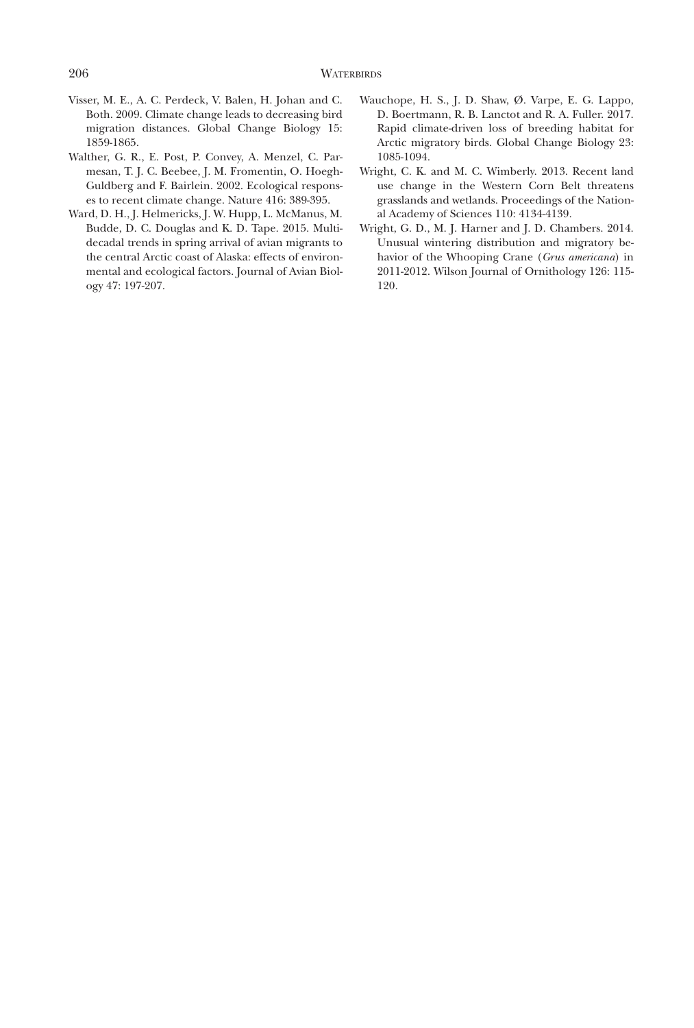Visser, M. E., A. C. Perdeck, V. Balen, H. Johan and C. Both. 2009. Climate change leads to decreasing bird migration distances. Global Change Biology 15: 1859-1865.

Walther, G. R., E. Post, P. Convey, A. Menzel, C. Parmesan, T. J. C. Beebee, J. M. Fromentin, O. Hoegh-Guldberg and F. Bairlein. 2002. Ecological responses to recent climate change. Nature 416: 389-395.

Ward, D. H., J. Helmericks, J. W. Hupp, L. McManus, M. Budde, D. C. Douglas and K. D. Tape. 2015. Multi-decadal trends in spring arrival of avian migrants to the central Arctic coast of Alaska: effects of environmental and ecological factors. Journal of Avian Biology 47: 197-207.

Wauchope, H. S., J. D. Shaw, Ø. Varpe, E. G. Lappo, D. Boertmann, R. B. Lanctot and R. A. Fuller. 2017. Rapid climate-driven loss of breeding habitat for Arctic migratory birds. Global Change Biology 23: 1085-1094.

Wright, C. K. and M. C. Wimberly. 2013. Recent land use change in the Western Corn Belt threatens grasslands and wetlands. Proceedings of the National Academy of Sciences 110: 4134-4139.

Wright, G. D., M. J. Harner and J. D. Chambers. 2014. Unusual wintering distribution and migratory behavior of the Whooping Crane (*Grus americana*) in 2011-2012. Wilson Journal of Ornithology 126: 115-120.